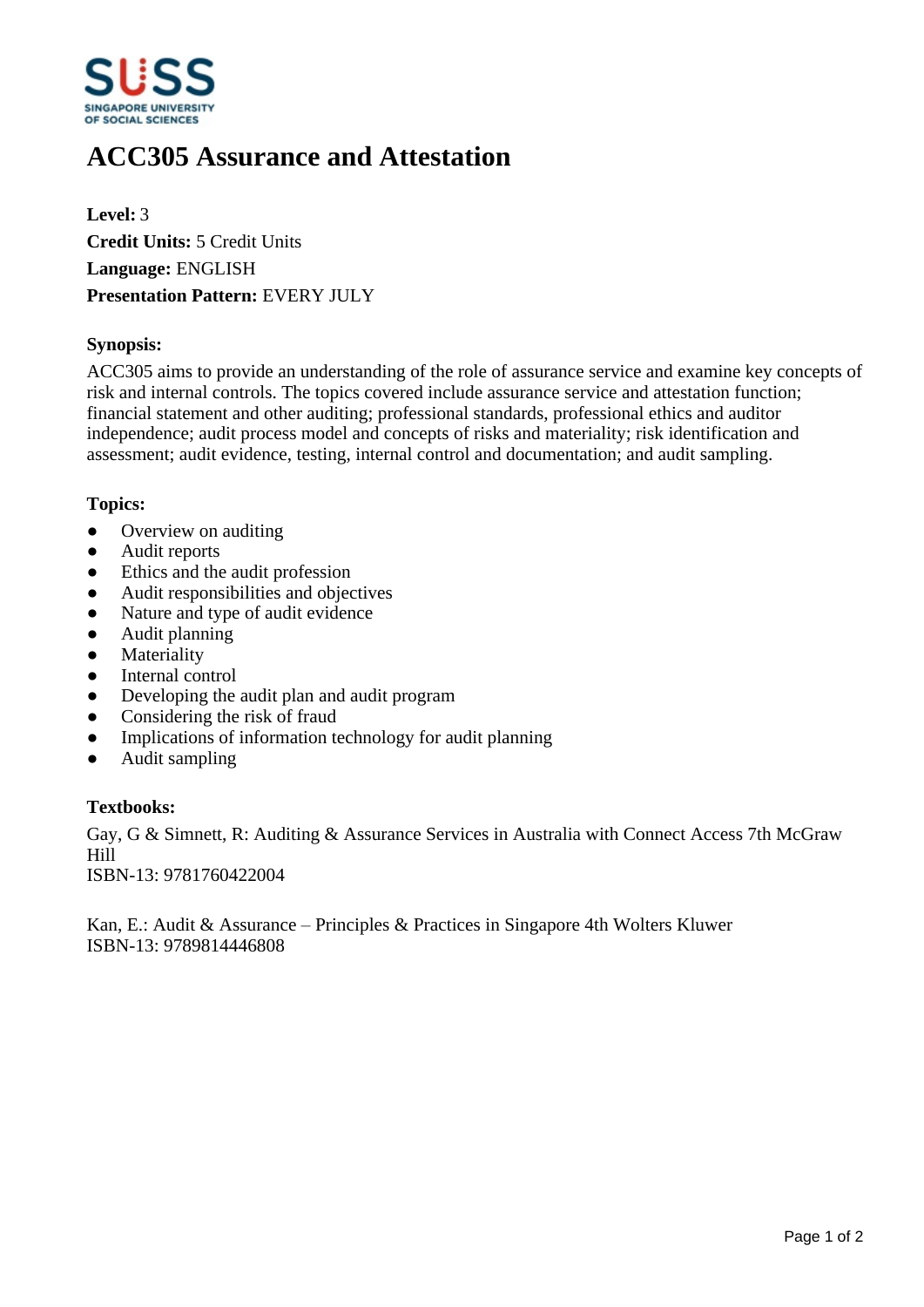# ACC305 Assurance and Attestation

**Level:** 3
**Credit Units:** 5 Credit Units
**Language:** ENGLISH
**Presentation Pattern:** EVERY JULY

**Synopsis:**

ACC305 aims to provide an understanding of the role of assurance service and examine key concepts of risk and internal controls. The topics covered include assurance service and attestation function; financial statement and other auditing; professional standards, professional ethics and auditor independence; audit process model and concepts of risks and materiality; risk identification and assessment; audit evidence, testing, internal control and documentation; and audit sampling.

**Topics:**

- Overview on auditing
- Audit reports
- Ethics and the audit profession
- Audit responsibilities and objectives
- Nature and type of audit evidence
- Audit planning
- Materiality
- Internal control
- Developing the audit plan and audit program
- Considering the risk of fraud
- Implications of information technology for audit planning
- Audit sampling

**Textbooks:**

Gay, G & Simnett, R: Auditing & Assurance Services in Australia with Connect Access 7th McGraw Hill
ISBN-13: 9781760422004

Kan, E.: Audit & Assurance – Principles & Practices in Singapore 4th Wolters Kluwer
ISBN-13: 9789814446808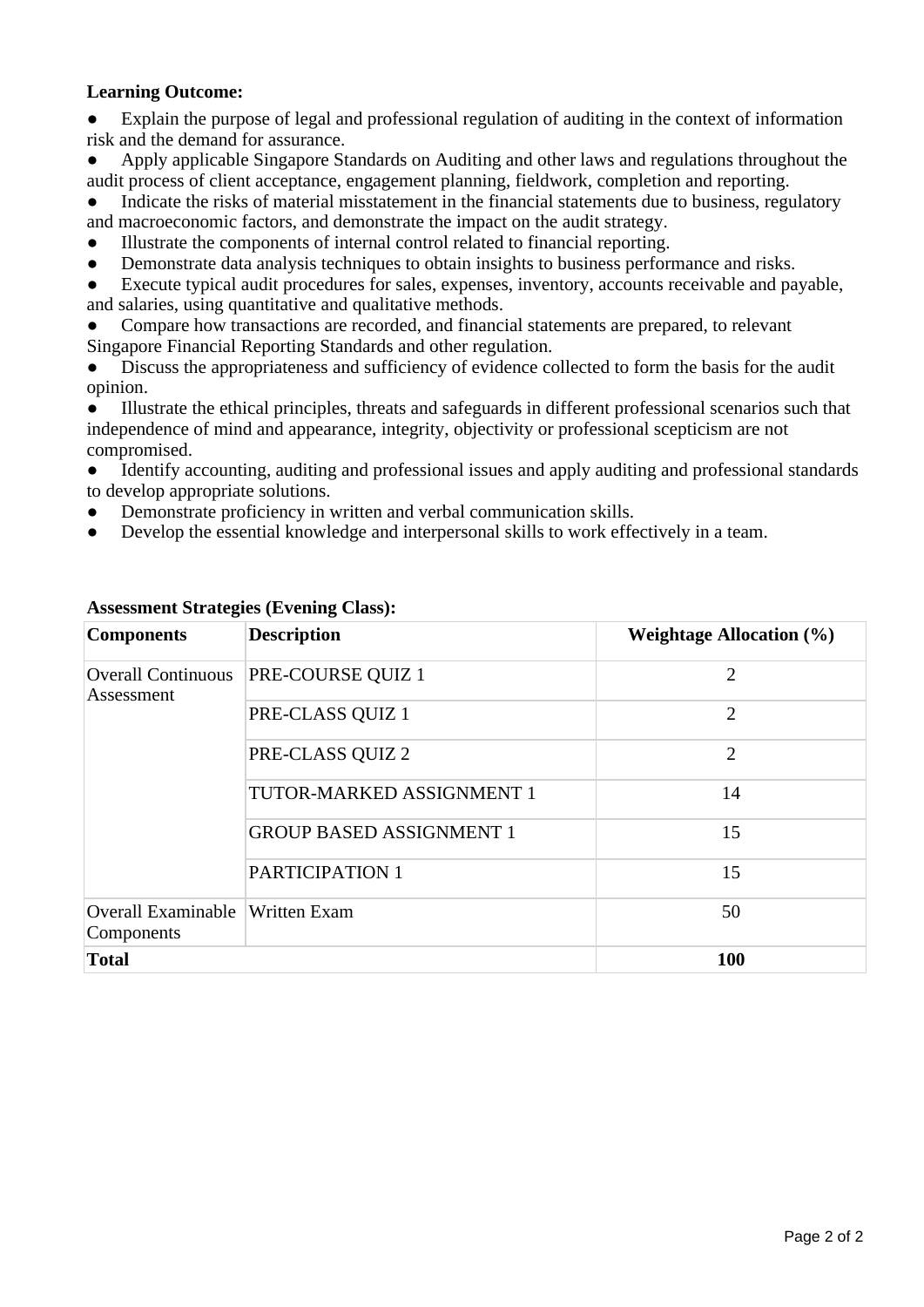**Learning Outcome:**

- Explain the purpose of legal and professional regulation of auditing in the context of information risk and the demand for assurance.
- Apply applicable Singapore Standards on Auditing and other laws and regulations throughout the audit process of client acceptance, engagement planning, fieldwork, completion and reporting.
- Indicate the risks of material misstatement in the financial statements due to business, regulatory and macroeconomic factors, and demonstrate the impact on the audit strategy.
- Illustrate the components of internal control related to financial reporting.
- Demonstrate data analysis techniques to obtain insights to business performance and risks.
- Execute typical audit procedures for sales, expenses, inventory, accounts receivable and payable, and salaries, using quantitative and qualitative methods.
- Compare how transactions are recorded, and financial statements are prepared, to relevant Singapore Financial Reporting Standards and other regulation.
- Discuss the appropriateness and sufficiency of evidence collected to form the basis for the audit opinion.
- Illustrate the ethical principles, threats and safeguards in different professional scenarios such that independence of mind and appearance, integrity, objectivity or professional scepticism are not compromised.
- Identify accounting, auditing and professional issues and apply auditing and professional standards to develop appropriate solutions.
- Demonstrate proficiency in written and verbal communication skills.
- Develop the essential knowledge and interpersonal skills to work effectively in a team.

**Assessment Strategies (Evening Class):**

| Components | Description | Weightage Allocation (%) |
|---|---|---|
| Overall Continuous Assessment | PRE-COURSE QUIZ 1 | 2 |
| | PRE-CLASS QUIZ 1 | 2 |
| | PRE-CLASS QUIZ 2 | 2 |
| | TUTOR-MARKED ASSIGNMENT 1 | 14 |
| | GROUP BASED ASSIGNMENT 1 | 15 |
| | PARTICIPATION 1 | 15 |
| Overall Examinable Components | Written Exam | 50 |
| **Total** | | **100** |